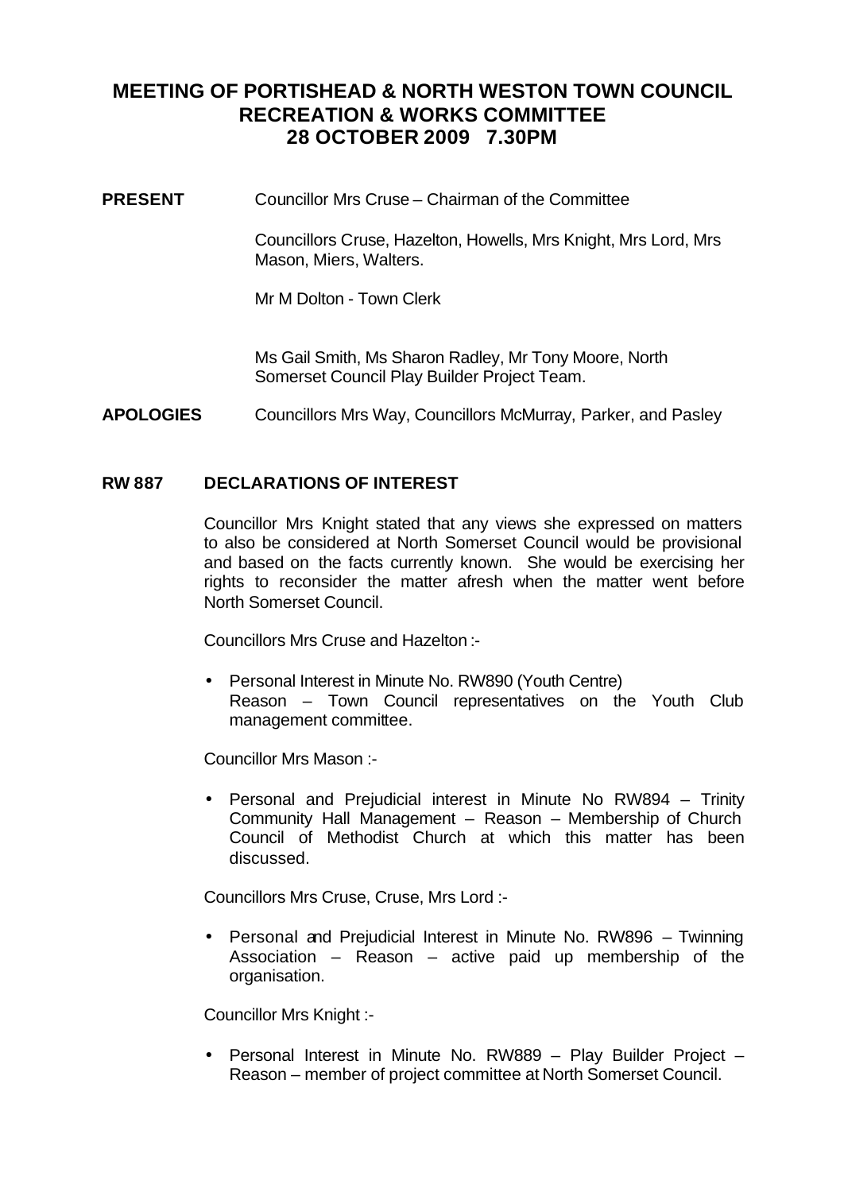# MEETING OF PORTISHEAD & NORTH WESTON TOWN COUNCIL RECREATION & WORKS COMMITTEE 28 OCTOBER 2009 7.30PM

**PRESENT** Councillor Mrs Cruse – Chairman of the Committee

Councillors Cruse, Hazelton, Howells, Mrs Knight, Mrs Lord, Mrs Mason, Miers, Walters.

Mr M Dolton - Town Clerk

Ms Gail Smith, Ms Sharon Radley, Mr Tony Moore, North Somerset Council Play Builder Project Team.

**APOLOGIES** Councillors Mrs Way, Councillors McMurray, Parker, and Pasley

## RW 887 DECLARATIONS OF INTEREST

Councillor Mrs Knight stated that any views she expressed on matters to also be considered at North Somerset Council would be provisional and based on the facts currently known. She would be exercising her rights to reconsider the matter afresh when the matter went before North Somerset Council.

Councillors Mrs Cruse and Hazelton :-

- Personal Interest in Minute No. RW890 (Youth Centre) Reason – Town Council representatives on the Youth Club management committee.

Councillor Mrs Mason :-

- Personal and Prejudicial interest in Minute No RW894 – Trinity Community Hall Management – Reason – Membership of Church Council of Methodist Church at which this matter has been discussed.

Councillors Mrs Cruse, Cruse, Mrs Lord :-

- Personal and Prejudicial Interest in Minute No. RW896 – Twinning Association – Reason – active paid up membership of the organisation.

Councillor Mrs Knight :-

- Personal Interest in Minute No. RW889 – Play Builder Project – Reason – member of project committee at North Somerset Council.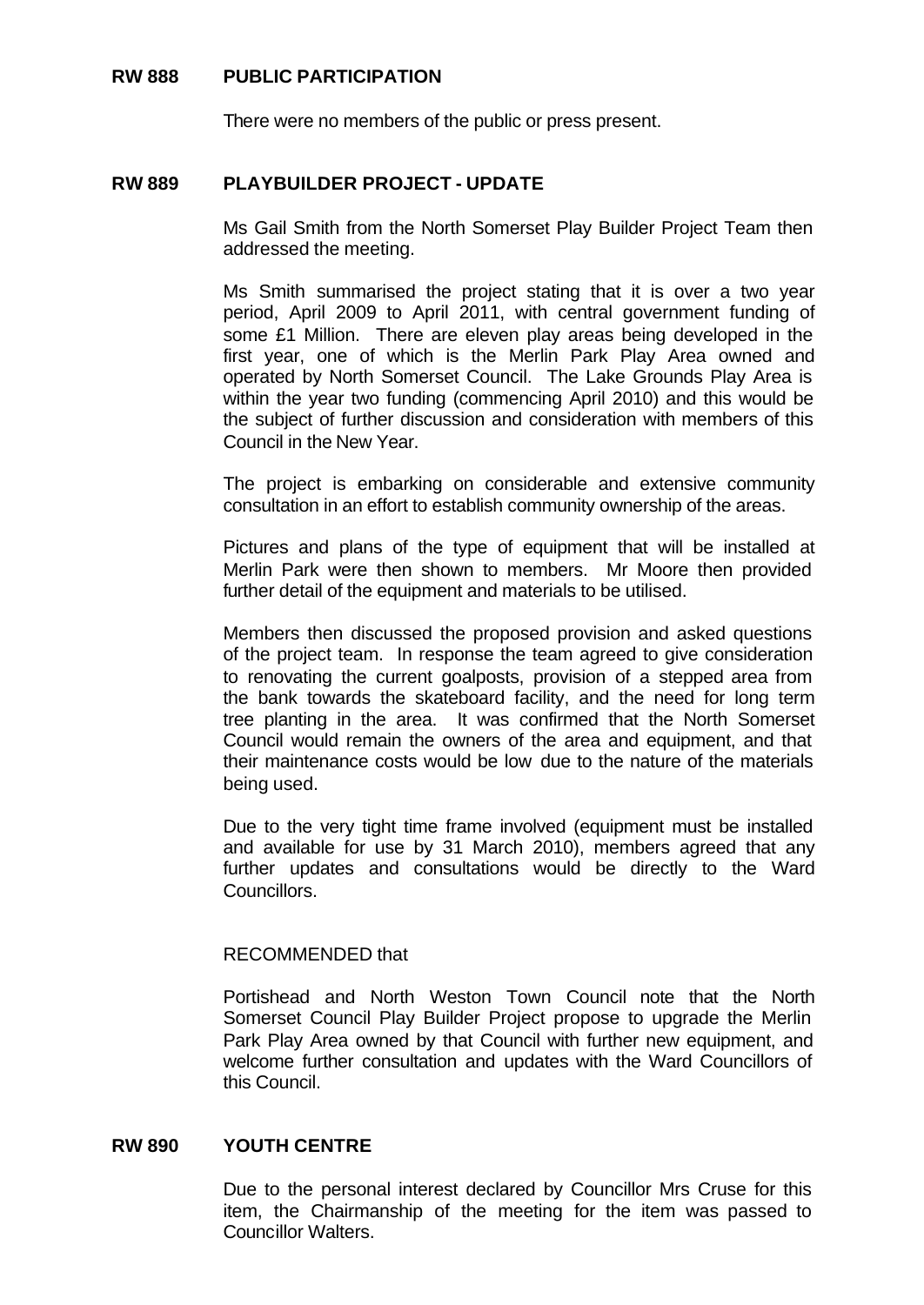## RW 888 PUBLIC PARTICIPATION

There were no members of the public or press present.

## RW 889 PLAYBUILDER PROJECT - UPDATE

Ms Gail Smith from the North Somerset Play Builder Project Team then addressed the meeting.

Ms Smith summarised the project stating that it is over a two year period, April 2009 to April 2011, with central government funding of some £1 Million. There are eleven play areas being developed in the first year, one of which is the Merlin Park Play Area owned and operated by North Somerset Council. The Lake Grounds Play Area is within the year two funding (commencing April 2010) and this would be the subject of further discussion and consideration with members of this Council in the New Year.

The project is embarking on considerable and extensive community consultation in an effort to establish community ownership of the areas.

Pictures and plans of the type of equipment that will be installed at Merlin Park were then shown to members. Mr Moore then provided further detail of the equipment and materials to be utilised.

Members then discussed the proposed provision and asked questions of the project team. In response the team agreed to give consideration to renovating the current goalposts, provision of a stepped area from the bank towards the skateboard facility, and the need for long term tree planting in the area. It was confirmed that the North Somerset Council would remain the owners of the area and equipment, and that their maintenance costs would be low due to the nature of the materials being used.

Due to the very tight time frame involved (equipment must be installed and available for use by 31 March 2010), members agreed that any further updates and consultations would be directly to the Ward Councillors.

RECOMMENDED that

Portishead and North Weston Town Council note that the North Somerset Council Play Builder Project propose to upgrade the Merlin Park Play Area owned by that Council with further new equipment, and welcome further consultation and updates with the Ward Councillors of this Council.

## RW 890 YOUTH CENTRE

Due to the personal interest declared by Councillor Mrs Cruse for this item, the Chairmanship of the meeting for the item was passed to Councillor Walters.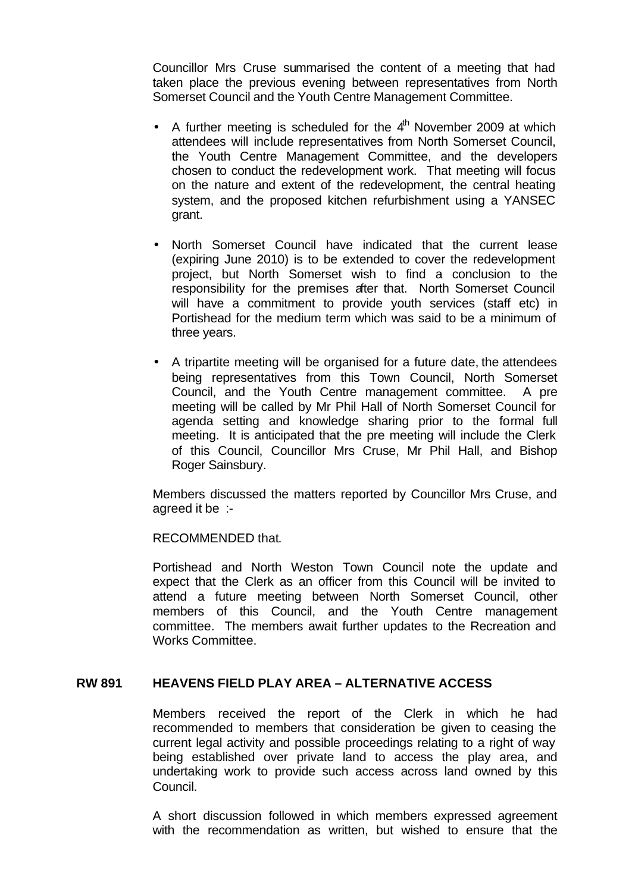Councillor Mrs Cruse summarised the content of a meeting that had taken place the previous evening between representatives from North Somerset Council and the Youth Centre Management Committee.

- A further meeting is scheduled for the 4th November 2009 at which attendees will include representatives from North Somerset Council, the Youth Centre Management Committee, and the developers chosen to conduct the redevelopment work. That meeting will focus on the nature and extent of the redevelopment, the central heating system, and the proposed kitchen refurbishment using a YANSEC grant.

- North Somerset Council have indicated that the current lease (expiring June 2010) is to be extended to cover the redevelopment project, but North Somerset wish to find a conclusion to the responsibility for the premises after that. North Somerset Council will have a commitment to provide youth services (staff etc) in Portishead for the medium term which was said to be a minimum of three years.

- A tripartite meeting will be organised for a future date, the attendees being representatives from this Town Council, North Somerset Council, and the Youth Centre management committee. A pre meeting will be called by Mr Phil Hall of North Somerset Council for agenda setting and knowledge sharing prior to the formal full meeting. It is anticipated that the pre meeting will include the Clerk of this Council, Councillor Mrs Cruse, Mr Phil Hall, and Bishop Roger Sainsbury.

Members discussed the matters reported by Councillor Mrs Cruse, and agreed it be :-

RECOMMENDED that.

Portishead and North Weston Town Council note the update and expect that the Clerk as an officer from this Council will be invited to attend a future meeting between North Somerset Council, other members of this Council, and the Youth Centre management committee. The members await further updates to the Recreation and Works Committee.

## RW 891 HEAVENS FIELD PLAY AREA – ALTERNATIVE ACCESS

Members received the report of the Clerk in which he had recommended to members that consideration be given to ceasing the current legal activity and possible proceedings relating to a right of way being established over private land to access the play area, and undertaking work to provide such access across land owned by this Council.

A short discussion followed in which members expressed agreement with the recommendation as written, but wished to ensure that the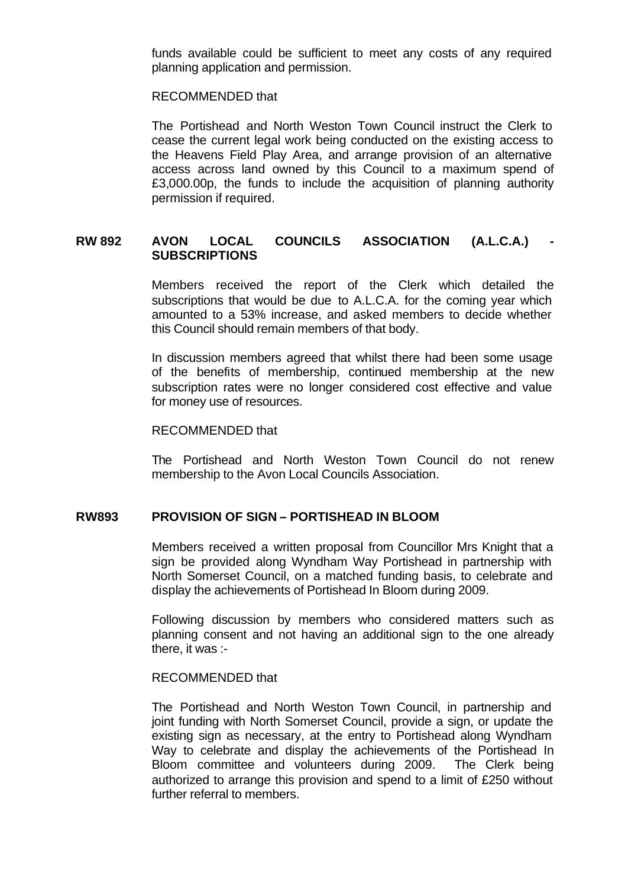funds available could be sufficient to meet any costs of any required planning application and permission.

RECOMMENDED that

The Portishead and North Weston Town Council instruct the Clerk to cease the current legal work being conducted on the existing access to the Heavens Field Play Area, and arrange provision of an alternative access across land owned by this Council to a maximum spend of £3,000.00p, the funds to include the acquisition of planning authority permission if required.

## RW 892 AVON LOCAL COUNCILS ASSOCIATION (A.L.C.A.) - SUBSCRIPTIONS

Members received the report of the Clerk which detailed the subscriptions that would be due to A.L.C.A. for the coming year which amounted to a 53% increase, and asked members to decide whether this Council should remain members of that body.

In discussion members agreed that whilst there had been some usage of the benefits of membership, continued membership at the new subscription rates were no longer considered cost effective and value for money use of resources.

RECOMMENDED that

The Portishead and North Weston Town Council do not renew membership to the Avon Local Councils Association.

## RW893 PROVISION OF SIGN – PORTISHEAD IN BLOOM

Members received a written proposal from Councillor Mrs Knight that a sign be provided along Wyndham Way Portishead in partnership with North Somerset Council, on a matched funding basis, to celebrate and display the achievements of Portishead In Bloom during 2009.

Following discussion by members who considered matters such as planning consent and not having an additional sign to the one already there, it was :-

RECOMMENDED that

The Portishead and North Weston Town Council, in partnership and joint funding with North Somerset Council, provide a sign, or update the existing sign as necessary, at the entry to Portishead along Wyndham Way to celebrate and display the achievements of the Portishead In Bloom committee and volunteers during 2009. The Clerk being authorized to arrange this provision and spend to a limit of £250 without further referral to members.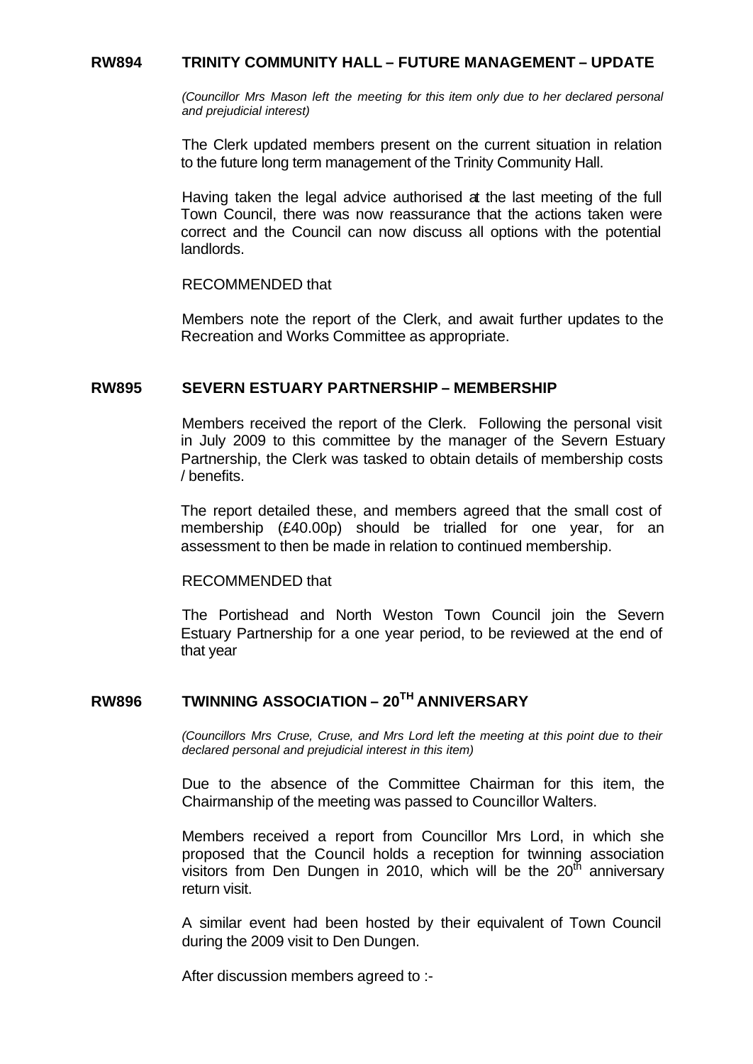## RW894 TRINITY COMMUNITY HALL – FUTURE MANAGEMENT – UPDATE

*(Councillor Mrs Mason left the meeting for this item only due to her declared personal and prejudicial interest)*

The Clerk updated members present on the current situation in relation to the future long term management of the Trinity Community Hall.

Having taken the legal advice authorised at the last meeting of the full Town Council, there was now reassurance that the actions taken were correct and the Council can now discuss all options with the potential landlords.

RECOMMENDED that

Members note the report of the Clerk, and await further updates to the Recreation and Works Committee as appropriate.

## RW895 SEVERN ESTUARY PARTNERSHIP – MEMBERSHIP

Members received the report of the Clerk. Following the personal visit in July 2009 to this committee by the manager of the Severn Estuary Partnership, the Clerk was tasked to obtain details of membership costs / benefits.

The report detailed these, and members agreed that the small cost of membership (£40.00p) should be trialled for one year, for an assessment to then be made in relation to continued membership.

RECOMMENDED that

The Portishead and North Weston Town Council join the Severn Estuary Partnership for a one year period, to be reviewed at the end of that year

## RW896 TWINNING ASSOCIATION – 20TH ANNIVERSARY

*(Councillors Mrs Cruse, Cruse, and Mrs Lord left the meeting at this point due to their declared personal and prejudicial interest in this item)*

Due to the absence of the Committee Chairman for this item, the Chairmanship of the meeting was passed to Councillor Walters.

Members received a report from Councillor Mrs Lord, in which she proposed that the Council holds a reception for twinning association visitors from Den Dungen in 2010, which will be the 20th anniversary return visit.

A similar event had been hosted by their equivalent of Town Council during the 2009 visit to Den Dungen.

After discussion members agreed to :-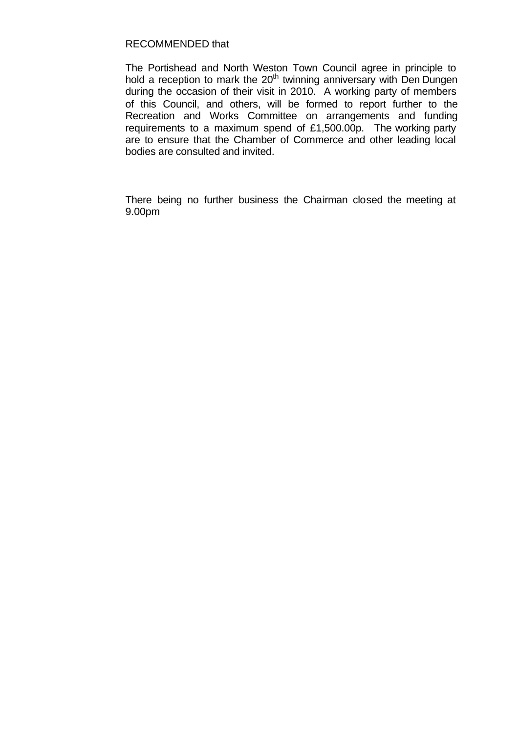RECOMMENDED that

The Portishead and North Weston Town Council agree in principle to hold a reception to mark the 20th twinning anniversary with Den Dungen during the occasion of their visit in 2010. A working party of members of this Council, and others, will be formed to report further to the Recreation and Works Committee on arrangements and funding requirements to a maximum spend of £1,500.00p. The working party are to ensure that the Chamber of Commerce and other leading local bodies are consulted and invited.

There being no further business the Chairman closed the meeting at 9.00pm